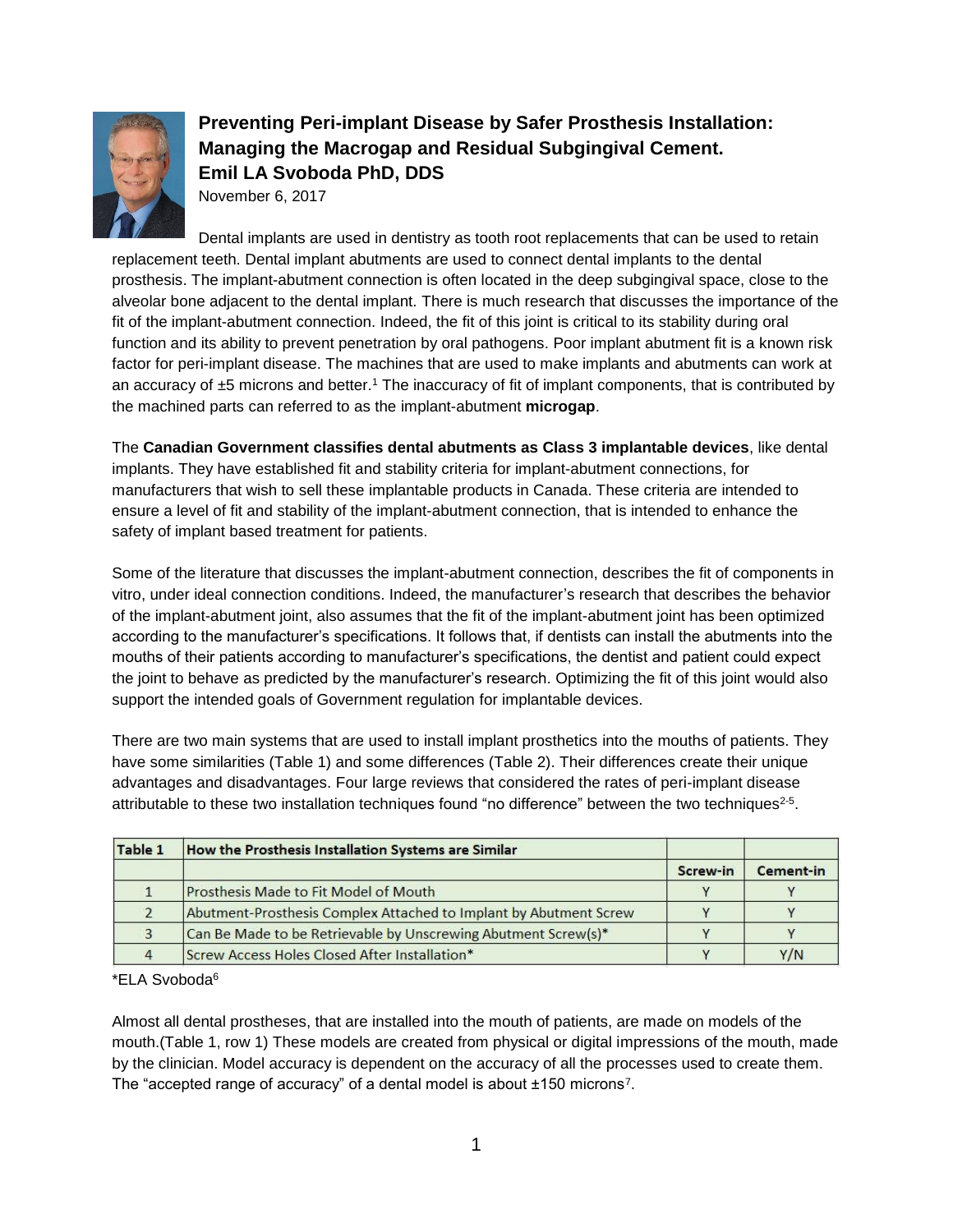# Preventing Peri-implant Disease by Safer Prosthesis Installation: Managing the Macrogap and Residual Subgingival Cement.

**Emil LA Svoboda PhD, DDS**

November 6, 2017

Dental implants are used in dentistry as tooth root replacements that can be used to retain replacement teeth. Dental implant abutments are used to connect dental implants to the dental prosthesis. The implant-abutment connection is often located in the deep subgingival space, close to the alveolar bone adjacent to the dental implant. There is much research that discusses the importance of the fit of the implant-abutment connection. Indeed, the fit of this joint is critical to its stability during oral function and its ability to prevent penetration by oral pathogens. Poor implant abutment fit is a known risk factor for peri-implant disease. The machines that are used to make implants and abutments can work at an accuracy of ±5 microns and better.[1] The inaccuracy of fit of implant components, that is contributed by the machined parts can referred to as the implant-abutment **microgap**.

The **Canadian Government classifies dental abutments as Class 3 implantable devices**, like dental implants. They have established fit and stability criteria for implant-abutment connections, for manufacturers that wish to sell these implantable products in Canada. These criteria are intended to ensure a level of fit and stability of the implant-abutment connection, that is intended to enhance the safety of implant based treatment for patients.

Some of the literature that discusses the implant-abutment connection, describes the fit of components in vitro, under ideal connection conditions. Indeed, the manufacturer's research that describes the behavior of the implant-abutment joint, also assumes that the fit of the implant-abutment joint has been optimized according to the manufacturer's specifications. It follows that, if dentists can install the abutments into the mouths of their patients according to manufacturer's specifications, the dentist and patient could expect the joint to behave as predicted by the manufacturer's research. Optimizing the fit of this joint would also support the intended goals of Government regulation for implantable devices.

There are two main systems that are used to install implant prosthetics into the mouths of patients. They have some similarities (Table 1) and some differences (Table 2). Their differences create their unique advantages and disadvantages. Four large reviews that considered the rates of peri-implant disease attributable to these two installation techniques found "no difference" between the two techniques[2-5].

| Table 1 | How the Prosthesis Installation Systems are Similar | | |
|---|---|---|---|
| | | Screw-in | Cement-in |
| 1 | Prosthesis Made to Fit Model of Mouth | Y | Y |
| 2 | Abutment-Prosthesis Complex Attached to Implant by Abutment Screw | Y | Y |
| 3 | Can Be Made to be Retrievable by Unscrewing Abutment Screw(s)* | Y | Y |
| 4 | Screw Access Holes Closed After Installation* | Y | Y/N |

*ELA Svoboda[6]

Almost all dental prostheses, that are installed into the mouth of patients, are made on models of the mouth.(Table 1, row 1) These models are created from physical or digital impressions of the mouth, made by the clinician. Model accuracy is dependent on the accuracy of all the processes used to create them. The "accepted range of accuracy" of a dental model is about ±150 microns[7].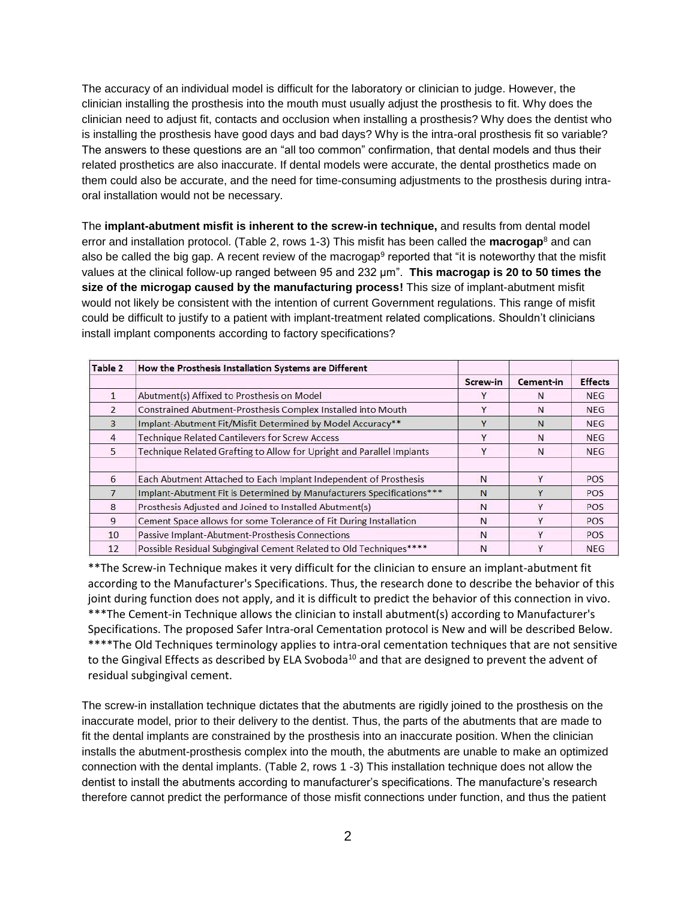The accuracy of an individual model is difficult for the laboratory or clinician to judge. However, the clinician installing the prosthesis into the mouth must usually adjust the prosthesis to fit. Why does the clinician need to adjust fit, contacts and occlusion when installing a prosthesis? Why does the dentist who is installing the prosthesis have good days and bad days? Why is the intra-oral prosthesis fit so variable? The answers to these questions are an "all too common" confirmation, that dental models and thus their related prosthetics are also inaccurate. If dental models were accurate, the dental prosthetics made on them could also be accurate, and the need for time-consuming adjustments to the prosthesis during intra-oral installation would not be necessary.

The **implant-abutment misfit is inherent to the screw-in technique,** and results from dental model error and installation protocol. (Table 2, rows 1-3) This misfit has been called the **macrogap**[8] and can also be called the big gap. A recent review of the macrogap[9] reported that "it is noteworthy that the misfit values at the clinical follow-up ranged between 95 and 232 μm". **This macrogap is 20 to 50 times the size of the microgap caused by the manufacturing process!** This size of implant-abutment misfit would not likely be consistent with the intention of current Government regulations. This range of misfit could be difficult to justify to a patient with implant-treatment related complications. Shouldn't clinicians install implant components according to factory specifications?

| Table 2 | How the Prosthesis Installation Systems are Different | | | |
|---|---|---|---|---|
| | | Screw-in | Cement-in | Effects |
| 1 | Abutment(s) Affixed to Prosthesis on Model | Y | N | NEG |
| 2 | Constrained Abutment-Prosthesis Complex Installed into Mouth | Y | N | NEG |
| 3 | Implant-Abutment Fit/Misfit Determined by Model Accuracy** | Y | N | NEG |
| 4 | Technique Related Cantilevers for Screw Access | Y | N | NEG |
| 5 | Technique Related Grafting to Allow for Upright and Parallel Implants | Y | N | NEG |
| | | | | |
| 6 | Each Abutment Attached to Each Implant Independent of Prosthesis | N | Y | POS |
| 7 | Implant-Abutment Fit is Determined by Manufacturers Specifications*** | N | Y | POS |
| 8 | Prosthesis Adjusted and Joined to Installed Abutment(s) | N | Y | POS |
| 9 | Cement Space allows for some Tolerance of Fit During Installation | N | Y | POS |
| 10 | Passive Implant-Abutment-Prosthesis Connections | N | Y | POS |
| 12 | Possible Residual Subgingival Cement Related to Old Techniques**** | N | Y | NEG |

**The Screw-in Technique makes it very difficult for the clinician to ensure an implant-abutment fit according to the Manufacturer's Specifications. Thus, the research done to describe the behavior of this joint during function does not apply, and it is difficult to predict the behavior of this connection in vivo.
***The Cement-in Technique allows the clinician to install abutment(s) according to Manufacturer's Specifications. The proposed Safer Intra-oral Cementation protocol is New and will be described Below.
****The Old Techniques terminology applies to intra-oral cementation techniques that are not sensitive to the Gingival Effects as described by ELA Svoboda[10] and that are designed to prevent the advent of residual subgingival cement.

The screw-in installation technique dictates that the abutments are rigidly joined to the prosthesis on the inaccurate model, prior to their delivery to the dentist. Thus, the parts of the abutments that are made to fit the dental implants are constrained by the prosthesis into an inaccurate position. When the clinician installs the abutment-prosthesis complex into the mouth, the abutments are unable to make an optimized connection with the dental implants. (Table 2, rows 1 -3) This installation technique does not allow the dentist to install the abutments according to manufacturer's specifications. The manufacture's research therefore cannot predict the performance of those misfit connections under function, and thus the patient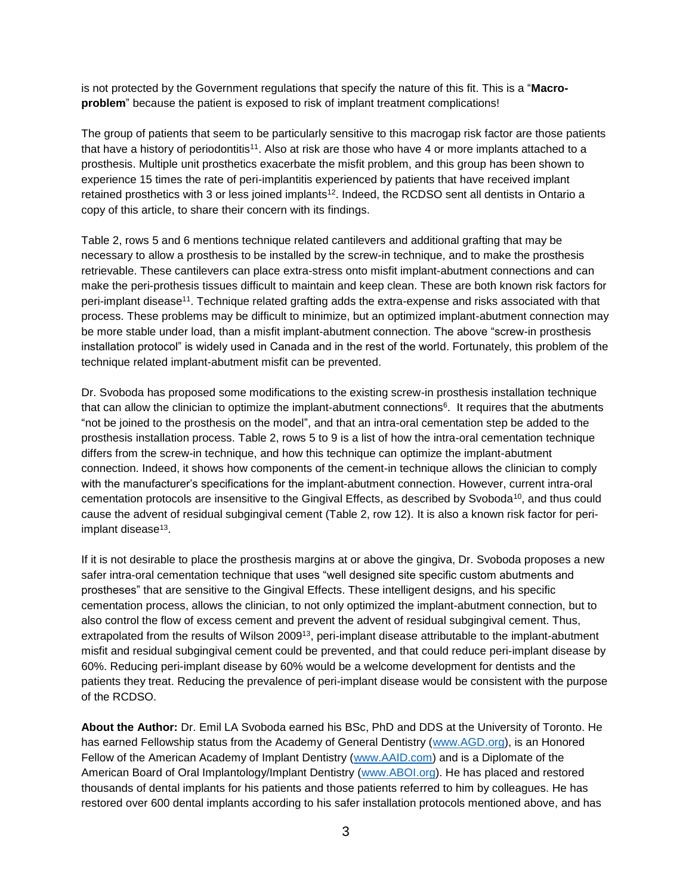is not protected by the Government regulations that specify the nature of this fit. This is a "**Macro-problem**" because the patient is exposed to risk of implant treatment complications!

The group of patients that seem to be particularly sensitive to this macrogap risk factor are those patients that have a history of periodontitis[11]. Also at risk are those who have 4 or more implants attached to a prosthesis. Multiple unit prosthetics exacerbate the misfit problem, and this group has been shown to experience 15 times the rate of peri-implantitis experienced by patients that have received implant retained prosthetics with 3 or less joined implants[12]. Indeed, the RCDSO sent all dentists in Ontario a copy of this article, to share their concern with its findings.

Table 2, rows 5 and 6 mentions technique related cantilevers and additional grafting that may be necessary to allow a prosthesis to be installed by the screw-in technique, and to make the prosthesis retrievable. These cantilevers can place extra-stress onto misfit implant-abutment connections and can make the peri-prothesis tissues difficult to maintain and keep clean. These are both known risk factors for peri-implant disease[11]. Technique related grafting adds the extra-expense and risks associated with that process. These problems may be difficult to minimize, but an optimized implant-abutment connection may be more stable under load, than a misfit implant-abutment connection. The above "screw-in prosthesis installation protocol" is widely used in Canada and in the rest of the world. Fortunately, this problem of the technique related implant-abutment misfit can be prevented.

Dr. Svoboda has proposed some modifications to the existing screw-in prosthesis installation technique that can allow the clinician to optimize the implant-abutment connections[6]. It requires that the abutments "not be joined to the prosthesis on the model", and that an intra-oral cementation step be added to the prosthesis installation process. Table 2, rows 5 to 9 is a list of how the intra-oral cementation technique differs from the screw-in technique, and how this technique can optimize the implant-abutment connection. Indeed, it shows how components of the cement-in technique allows the clinician to comply with the manufacturer's specifications for the implant-abutment connection. However, current intra-oral cementation protocols are insensitive to the Gingival Effects, as described by Svoboda[10], and thus could cause the advent of residual subgingival cement (Table 2, row 12). It is also a known risk factor for peri-implant disease[13].

If it is not desirable to place the prosthesis margins at or above the gingiva, Dr. Svoboda proposes a new safer intra-oral cementation technique that uses "well designed site specific custom abutments and prostheses" that are sensitive to the Gingival Effects. These intelligent designs, and his specific cementation process, allows the clinician, to not only optimized the implant-abutment connection, but to also control the flow of excess cement and prevent the advent of residual subgingival cement. Thus, extrapolated from the results of Wilson 2009[13], peri-implant disease attributable to the implant-abutment misfit and residual subgingival cement could be prevented, and that could reduce peri-implant disease by 60%. Reducing peri-implant disease by 60% would be a welcome development for dentists and the patients they treat. Reducing the prevalence of peri-implant disease would be consistent with the purpose of the RCDSO.

**About the Author:** Dr. Emil LA Svoboda earned his BSc, PhD and DDS at the University of Toronto. He has earned Fellowship status from the Academy of General Dentistry (www.AGD.org), is an Honored Fellow of the American Academy of Implant Dentistry (www.AAID.com) and is a Diplomate of the American Board of Oral Implantology/Implant Dentistry (www.ABOI.org). He has placed and restored thousands of dental implants for his patients and those patients referred to him by colleagues. He has restored over 600 dental implants according to his safer installation protocols mentioned above, and has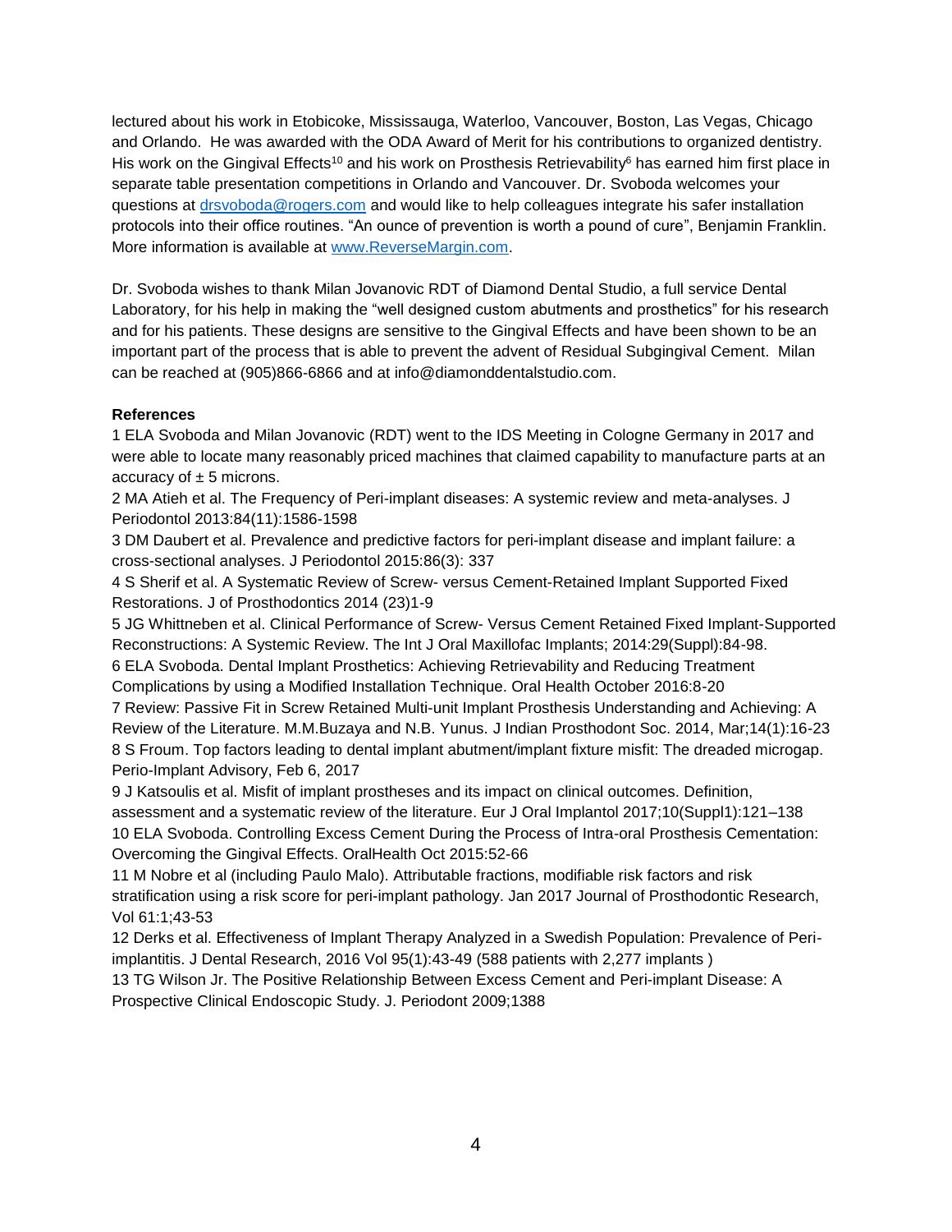lectured about his work in Etobicoke, Mississauga, Waterloo, Vancouver, Boston, Las Vegas, Chicago and Orlando. He was awarded with the ODA Award of Merit for his contributions to organized dentistry. His work on the Gingival Effects[10] and his work on Prosthesis Retrievability[6] has earned him first place in separate table presentation competitions in Orlando and Vancouver. Dr. Svoboda welcomes your questions at drsvoboda@rogers.com and would like to help colleagues integrate his safer installation protocols into their office routines. "An ounce of prevention is worth a pound of cure", Benjamin Franklin. More information is available at www.ReverseMargin.com.

Dr. Svoboda wishes to thank Milan Jovanovic RDT of Diamond Dental Studio, a full service Dental Laboratory, for his help in making the "well designed custom abutments and prosthetics" for his research and for his patients. These designs are sensitive to the Gingival Effects and have been shown to be an important part of the process that is able to prevent the advent of Residual Subgingival Cement. Milan can be reached at (905)866-6866 and at info@diamonddentalstudio.com.

**References**

1 ELA Svoboda and Milan Jovanovic (RDT) went to the IDS Meeting in Cologne Germany in 2017 and were able to locate many reasonably priced machines that claimed capability to manufacture parts at an accuracy of ± 5 microns.

2 MA Atieh et al. The Frequency of Peri-implant diseases: A systemic review and meta-analyses. J Periodontol 2013:84(11):1586-1598

3 DM Daubert et al. Prevalence and predictive factors for peri-implant disease and implant failure: a cross-sectional analyses. J Periodontol 2015:86(3): 337

4 S Sherif et al. A Systematic Review of Screw- versus Cement-Retained Implant Supported Fixed Restorations. J of Prosthodontics 2014 (23)1-9

5 JG Whittneben et al. Clinical Performance of Screw- Versus Cement Retained Fixed Implant-Supported Reconstructions: A Systemic Review. The Int J Oral Maxillofac Implants; 2014:29(Suppl):84-98.

6 ELA Svoboda. Dental Implant Prosthetics: Achieving Retrievability and Reducing Treatment Complications by using a Modified Installation Technique. Oral Health October 2016:8-20

7 Review: Passive Fit in Screw Retained Multi-unit Implant Prosthesis Understanding and Achieving: A Review of the Literature. M.M.Buzaya and N.B. Yunus. J Indian Prosthodont Soc. 2014, Mar;14(1):16-23

8 S Froum. Top factors leading to dental implant abutment/implant fixture misfit: The dreaded microgap. Perio-Implant Advisory, Feb 6, 2017

9 J Katsoulis et al. Misfit of implant prostheses and its impact on clinical outcomes. Definition, assessment and a systematic review of the literature. Eur J Oral Implantol 2017;10(Suppl1):121–138

10 ELA Svoboda. Controlling Excess Cement During the Process of Intra-oral Prosthesis Cementation: Overcoming the Gingival Effects. OralHealth Oct 2015:52-66

11 M Nobre et al (including Paulo Malo). Attributable fractions, modifiable risk factors and risk stratification using a risk score for peri-implant pathology. Jan 2017 Journal of Prosthodontic Research, Vol 61:1;43-53

12 Derks et al. Effectiveness of Implant Therapy Analyzed in a Swedish Population: Prevalence of Peri-implantitis. J Dental Research, 2016 Vol 95(1):43-49 (588 patients with 2,277 implants )

13 TG Wilson Jr. The Positive Relationship Between Excess Cement and Peri-implant Disease: A Prospective Clinical Endoscopic Study. J. Periodont 2009;1388